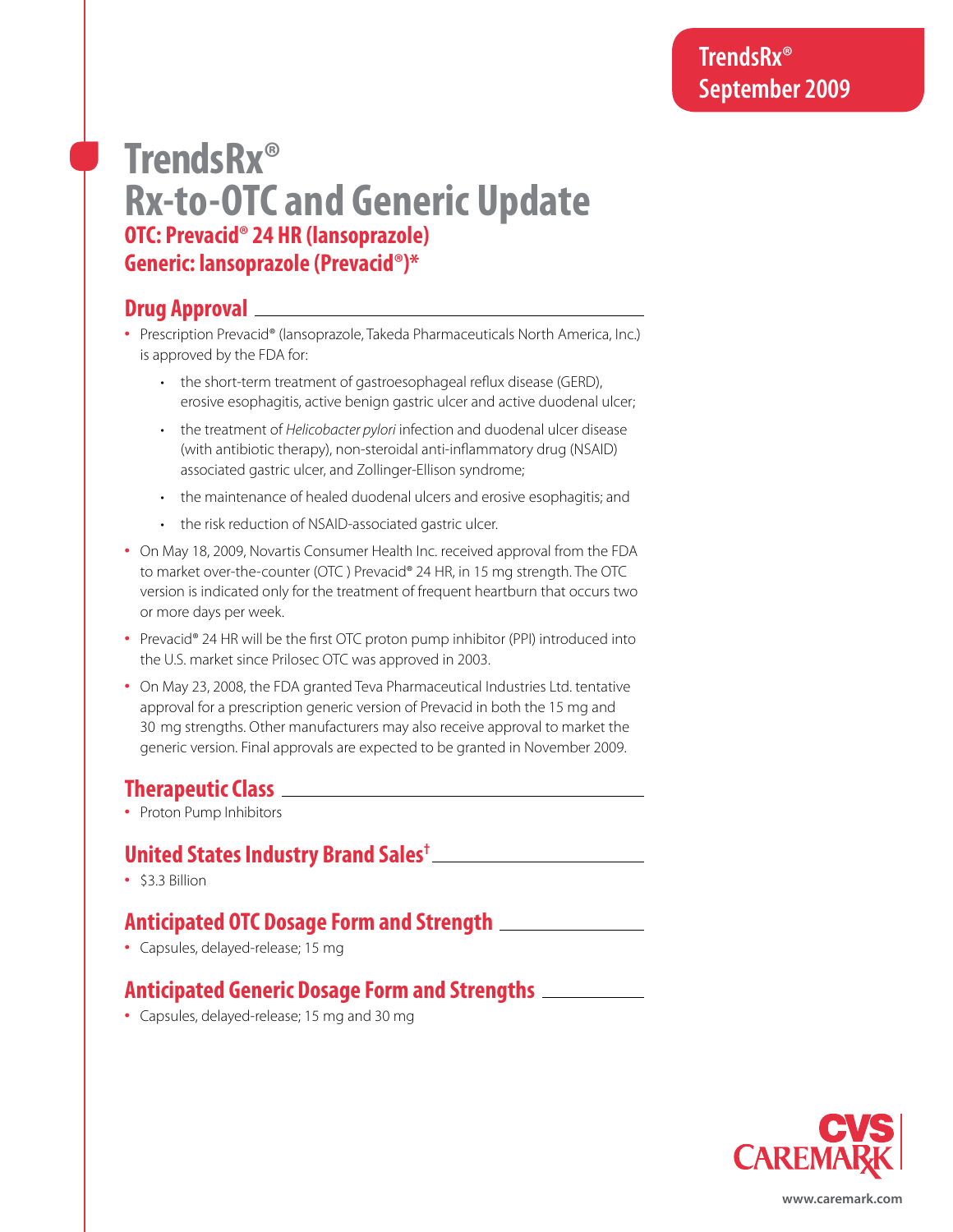# TrendsRx®
# Rx-to-OTC and Generic Update

### OTC: Prevacid® 24 HR (lansoprazole)
### Generic: lansoprazole (Prevacid®)*

## Drug Approval

- Prescription Prevacid® (lansoprazole, Takeda Pharmaceuticals North America, Inc.) is approved by the FDA for:
  - the short-term treatment of gastroesophageal reflux disease (GERD), erosive esophagitis, active benign gastric ulcer and active duodenal ulcer;
  - the treatment of *Helicobacter pylori* infection and duodenal ulcer disease (with antibiotic therapy), non-steroidal anti-inflammatory drug (NSAID) associated gastric ulcer, and Zollinger-Ellison syndrome;
  - the maintenance of healed duodenal ulcers and erosive esophagitis; and
  - the risk reduction of NSAID-associated gastric ulcer.
- On May 18, 2009, Novartis Consumer Health Inc. received approval from the FDA to market over-the-counter (OTC ) Prevacid® 24 HR, in 15 mg strength. The OTC version is indicated only for the treatment of frequent heartburn that occurs two or more days per week.
- Prevacid® 24 HR will be the first OTC proton pump inhibitor (PPI) introduced into the U.S. market since Prilosec OTC was approved in 2003.
- On May 23, 2008, the FDA granted Teva Pharmaceutical Industries Ltd. tentative approval for a prescription generic version of Prevacid in both the 15 mg and 30 mg strengths. Other manufacturers may also receive approval to market the generic version. Final approvals are expected to be granted in November 2009.

## Therapeutic Class

- Proton Pump Inhibitors

## United States Industry Brand Sales†

- $3.3 Billion

## Anticipated OTC Dosage Form and Strength

- Capsules, delayed-release; 15 mg

## Anticipated Generic Dosage Form and Strengths

- Capsules, delayed-release; 15 mg and 30 mg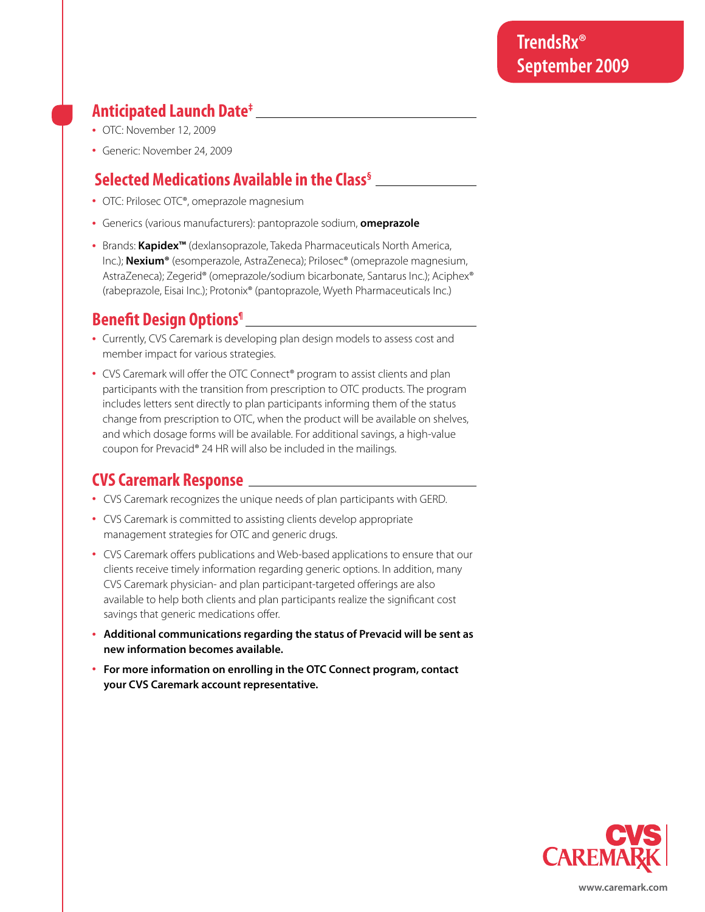## Anticipated Launch Date[‡]

- OTC: November 12, 2009
- Generic: November 24, 2009

## Selected Medications Available in the Class[§]

- OTC: Prilosec OTC®, omeprazole magnesium
- Generics (various manufacturers): pantoprazole sodium, **omeprazole**
- Brands: **Kapidex™** (dexlansoprazole, Takeda Pharmaceuticals North America, Inc.); **Nexium®** (esomperazole, AstraZeneca); Prilosec® (omeprazole magnesium, AstraZeneca); Zegerid® (omeprazole/sodium bicarbonate, Santarus Inc.); Aciphex® (rabeprazole, Eisai Inc.); Protonix® (pantoprazole, Wyeth Pharmaceuticals Inc.)

## Benefit Design Options[¶]

- Currently, CVS Caremark is developing plan design models to assess cost and member impact for various strategies.
- CVS Caremark will offer the OTC Connect® program to assist clients and plan participants with the transition from prescription to OTC products. The program includes letters sent directly to plan participants informing them of the status change from prescription to OTC, when the product will be available on shelves, and which dosage forms will be available. For additional savings, a high-value coupon for Prevacid® 24 HR will also be included in the mailings.

## CVS Caremark Response

- CVS Caremark recognizes the unique needs of plan participants with GERD.
- CVS Caremark is committed to assisting clients develop appropriate management strategies for OTC and generic drugs.
- CVS Caremark offers publications and Web-based applications to ensure that our clients receive timely information regarding generic options. In addition, many CVS Caremark physician- and plan participant-targeted offerings are also available to help both clients and plan participants realize the significant cost savings that generic medications offer.
- **Additional communications regarding the status of Prevacid will be sent as new information becomes available.**
- **For more information on enrolling in the OTC Connect program, contact your CVS Caremark account representative.**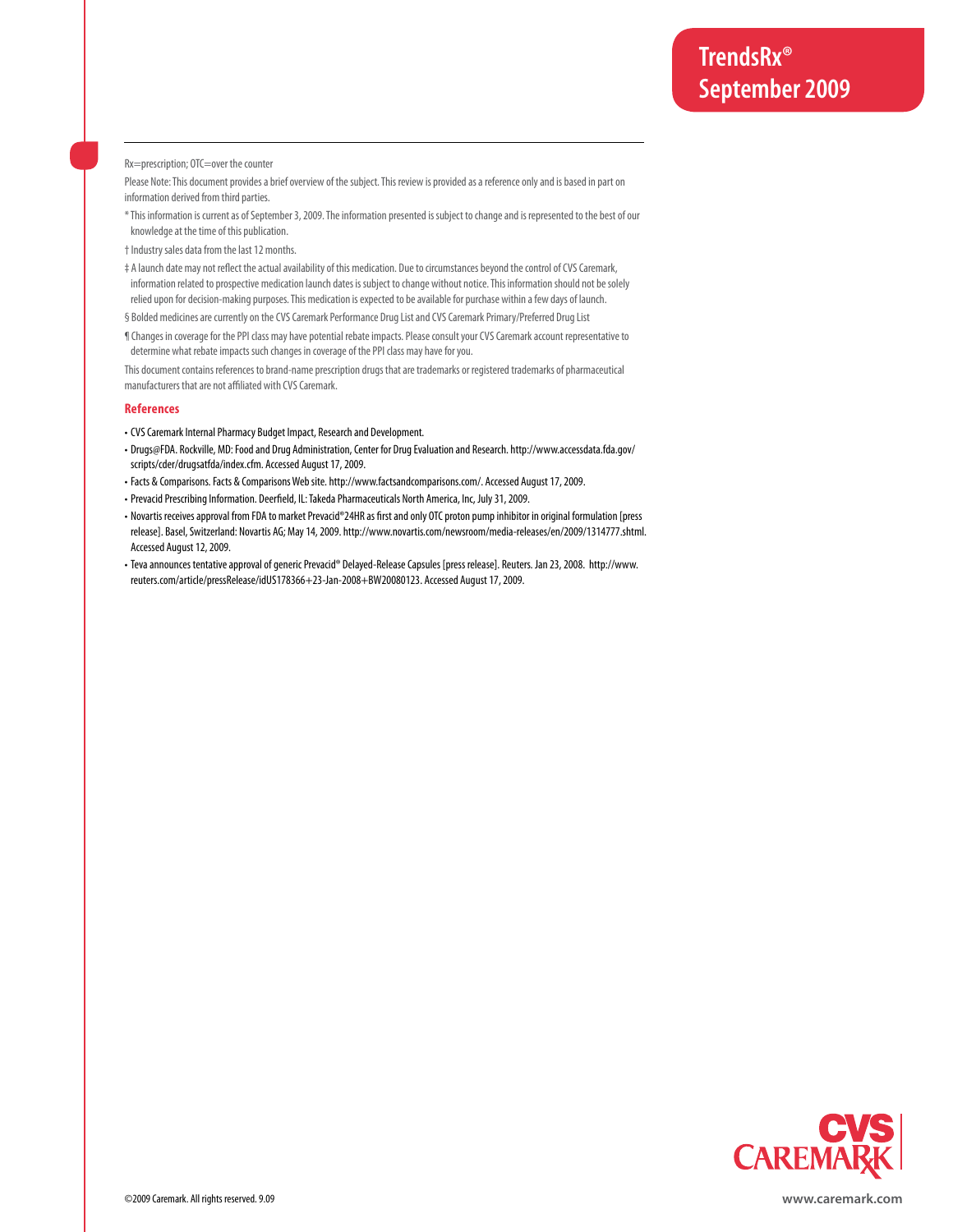Rx=prescription; OTC=over the counter

Please Note: This document provides a brief overview of the subject. This review is provided as a reference only and is based in part on information derived from third parties.

\* This information is current as of September 3, 2009. The information presented is subject to change and is represented to the best of our knowledge at the time of this publication.

† Industry sales data from the last 12 months.

‡ A launch date may not reflect the actual availability of this medication. Due to circumstances beyond the control of CVS Caremark, information related to prospective medication launch dates is subject to change without notice. This information should not be solely relied upon for decision-making purposes. This medication is expected to be available for purchase within a few days of launch.

§ Bolded medicines are currently on the CVS Caremark Performance Drug List and CVS Caremark Primary/Preferred Drug List

¶ Changes in coverage for the PPI class may have potential rebate impacts. Please consult your CVS Caremark account representative to determine what rebate impacts such changes in coverage of the PPI class may have for you.

This document contains references to brand-name prescription drugs that are trademarks or registered trademarks of pharmaceutical manufacturers that are not affiliated with CVS Caremark.

## References

- CVS Caremark Internal Pharmacy Budget Impact, Research and Development.
- Drugs@FDA. Rockville, MD: Food and Drug Administration, Center for Drug Evaluation and Research. http://www.accessdata.fda.gov/scripts/cder/drugsatfda/index.cfm. Accessed August 17, 2009.
- Facts & Comparisons. Facts & Comparisons Web site. http://www.factsandcomparisons.com/. Accessed August 17, 2009.
- Prevacid Prescribing Information. Deerfield, IL: Takeda Pharmaceuticals North America, Inc, July 31, 2009.
- Novartis receives approval from FDA to market Prevacid®24HR as first and only OTC proton pump inhibitor in original formulation [press release]. Basel, Switzerland: Novartis AG; May 14, 2009. http://www.novartis.com/newsroom/media-releases/en/2009/1314777.shtml. Accessed August 12, 2009.
- Teva announces tentative approval of generic Prevacid® Delayed-Release Capsules [press release]. Reuters. Jan 23, 2008. http://www.reuters.com/article/pressRelease/idUS178366+23-Jan-2008+BW20080123. Accessed August 17, 2009.

©2009 Caremark. All rights reserved. 9.09

www.caremark.com